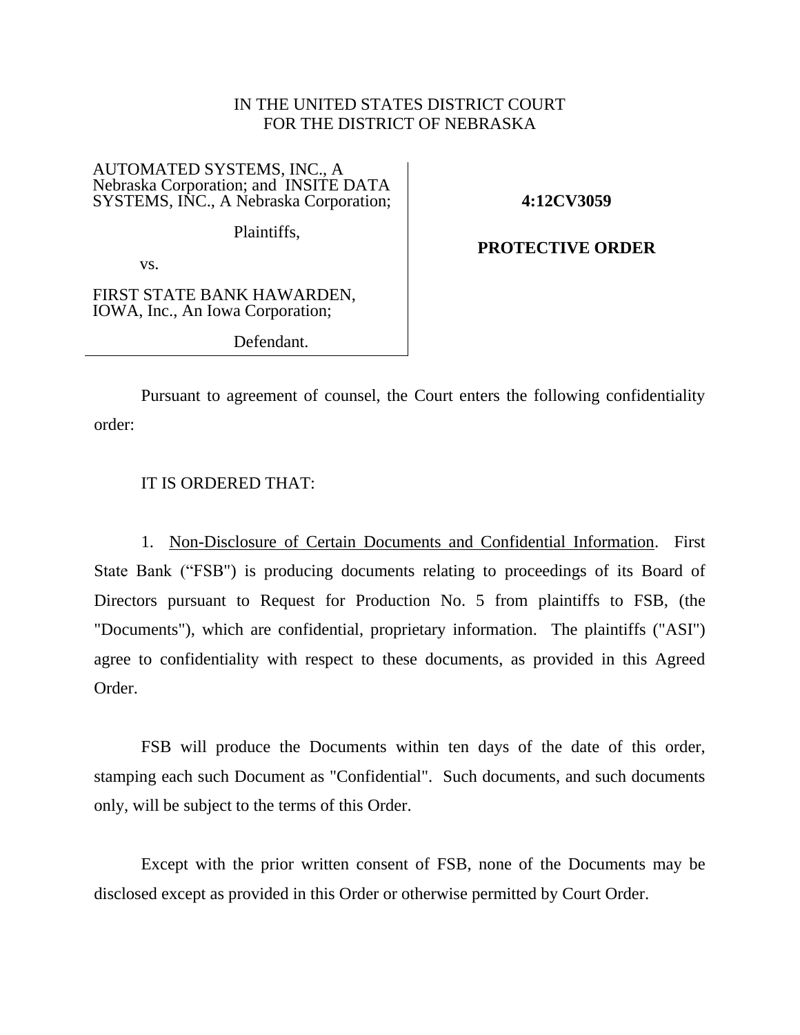IN THE UNITED STATES DISTRICT COURT
FOR THE DISTRICT OF NEBRASKA

AUTOMATED SYSTEMS, INC., A Nebraska Corporation; and INSITE DATA SYSTEMS, INC., A Nebraska Corporation;

Plaintiffs,

vs.

FIRST STATE BANK HAWARDEN, IOWA, Inc., An Iowa Corporation;

Defendant.

**4:12CV3059**

**PROTECTIVE ORDER**

Pursuant to agreement of counsel, the Court enters the following confidentiality order:

IT IS ORDERED THAT:

1. Non-Disclosure of Certain Documents and Confidential Information. First State Bank ("FSB") is producing documents relating to proceedings of its Board of Directors pursuant to Request for Production No. 5 from plaintiffs to FSB, (the "Documents"), which are confidential, proprietary information. The plaintiffs ("ASI") agree to confidentiality with respect to these documents, as provided in this Agreed Order.

FSB will produce the Documents within ten days of the date of this order, stamping each such Document as "Confidential". Such documents, and such documents only, will be subject to the terms of this Order.

Except with the prior written consent of FSB, none of the Documents may be disclosed except as provided in this Order or otherwise permitted by Court Order.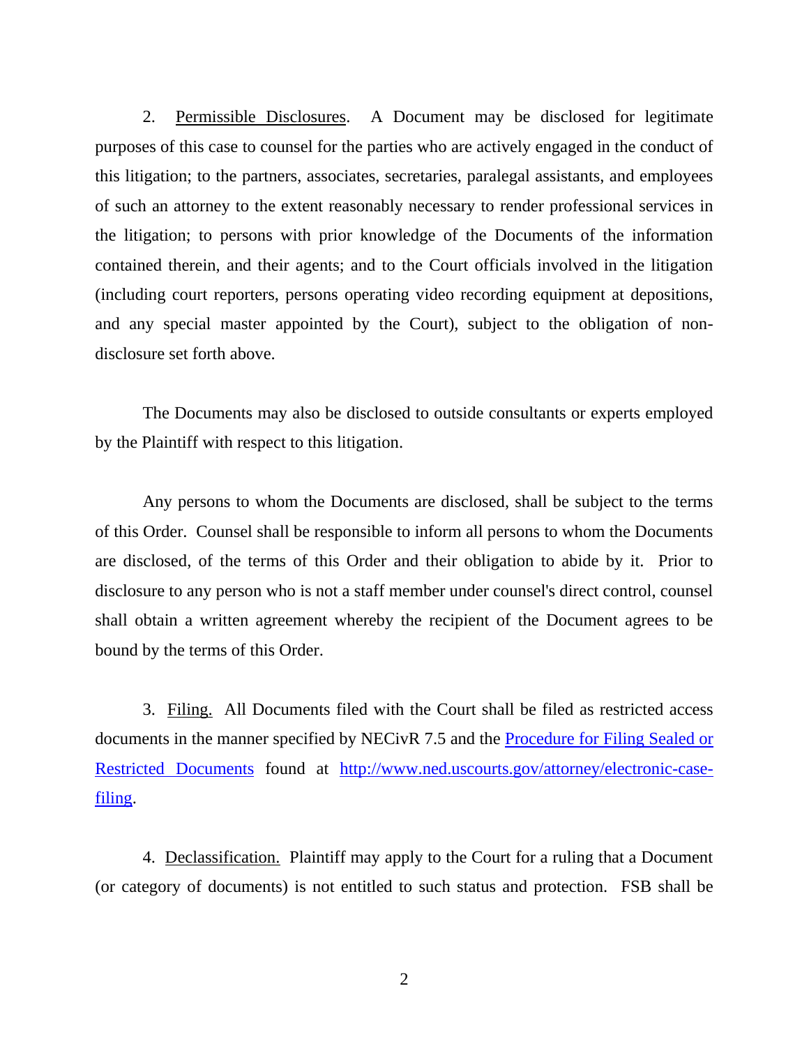2. <u>Permissible Disclosures</u>. A Document may be disclosed for legitimate purposes of this case to counsel for the parties who are actively engaged in the conduct of this litigation; to the partners, associates, secretaries, paralegal assistants, and employees of such an attorney to the extent reasonably necessary to render professional services in the litigation; to persons with prior knowledge of the Documents of the information contained therein, and their agents; and to the Court officials involved in the litigation (including court reporters, persons operating video recording equipment at depositions, and any special master appointed by the Court), subject to the obligation of non-disclosure set forth above.

The Documents may also be disclosed to outside consultants or experts employed by the Plaintiff with respect to this litigation.

Any persons to whom the Documents are disclosed, shall be subject to the terms of this Order. Counsel shall be responsible to inform all persons to whom the Documents are disclosed, of the terms of this Order and their obligation to abide by it. Prior to disclosure to any person who is not a staff member under counsel's direct control, counsel shall obtain a written agreement whereby the recipient of the Document agrees to be bound by the terms of this Order.

3. <u>Filing.</u> All Documents filed with the Court shall be filed as restricted access documents in the manner specified by NECivR 7.5 and the [Procedure for Filing Sealed or Restricted Documents](http://www.ned.uscourts.gov/attorney/electronic-case-filing) found at [http://www.ned.uscourts.gov/attorney/electronic-case-filing](http://www.ned.uscourts.gov/attorney/electronic-case-filing).

4. <u>Declassification.</u> Plaintiff may apply to the Court for a ruling that a Document (or category of documents) is not entitled to such status and protection. FSB shall be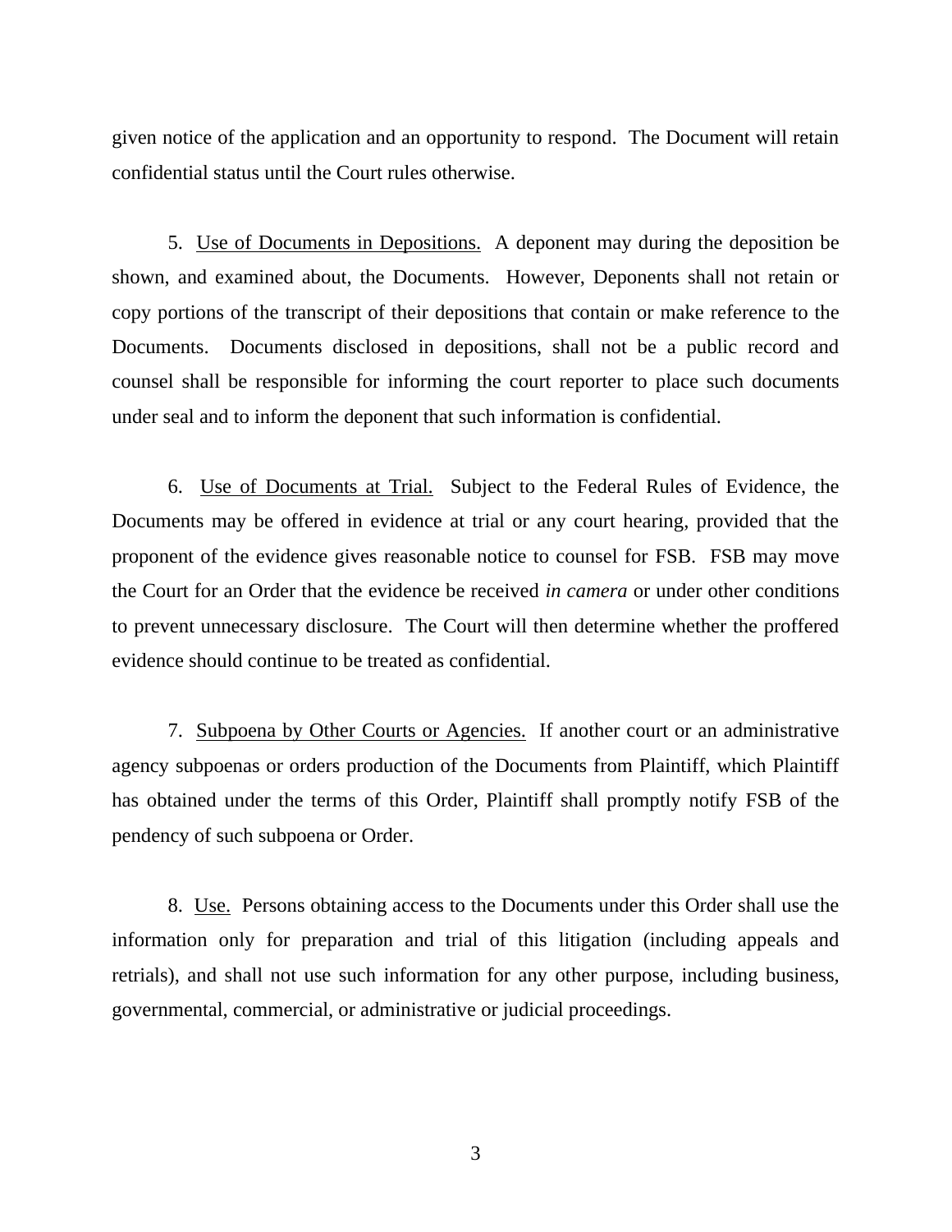given notice of the application and an opportunity to respond. The Document will retain confidential status until the Court rules otherwise.

5. <u>Use of Documents in Depositions.</u> A deponent may during the deposition be shown, and examined about, the Documents. However, Deponents shall not retain or copy portions of the transcript of their depositions that contain or make reference to the Documents. Documents disclosed in depositions, shall not be a public record and counsel shall be responsible for informing the court reporter to place such documents under seal and to inform the deponent that such information is confidential.

6. <u>Use of Documents at Trial.</u> Subject to the Federal Rules of Evidence, the Documents may be offered in evidence at trial or any court hearing, provided that the proponent of the evidence gives reasonable notice to counsel for FSB. FSB may move the Court for an Order that the evidence be received *in camera* or under other conditions to prevent unnecessary disclosure. The Court will then determine whether the proffered evidence should continue to be treated as confidential.

7. <u>Subpoena by Other Courts or Agencies.</u> If another court or an administrative agency subpoenas or orders production of the Documents from Plaintiff, which Plaintiff has obtained under the terms of this Order, Plaintiff shall promptly notify FSB of the pendency of such subpoena or Order.

8. <u>Use.</u> Persons obtaining access to the Documents under this Order shall use the information only for preparation and trial of this litigation (including appeals and retrials), and shall not use such information for any other purpose, including business, governmental, commercial, or administrative or judicial proceedings.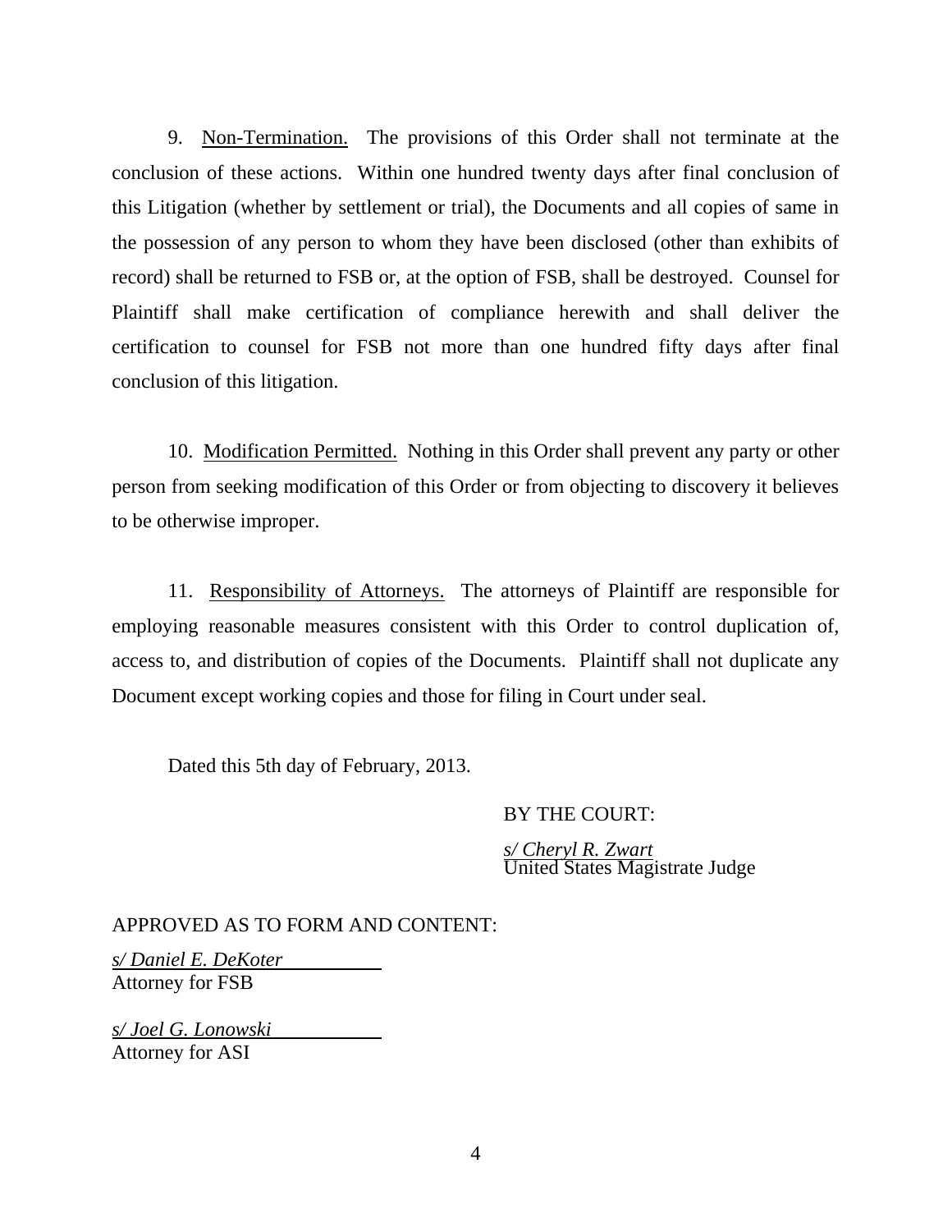9. Non-Termination. The provisions of this Order shall not terminate at the conclusion of these actions. Within one hundred twenty days after final conclusion of this Litigation (whether by settlement or trial), the Documents and all copies of same in the possession of any person to whom they have been disclosed (other than exhibits of record) shall be returned to FSB or, at the option of FSB, shall be destroyed. Counsel for Plaintiff shall make certification of compliance herewith and shall deliver the certification to counsel for FSB not more than one hundred fifty days after final conclusion of this litigation.

10. Modification Permitted. Nothing in this Order shall prevent any party or other person from seeking modification of this Order or from objecting to discovery it believes to be otherwise improper.

11. Responsibility of Attorneys. The attorneys of Plaintiff are responsible for employing reasonable measures consistent with this Order to control duplication of, access to, and distribution of copies of the Documents. Plaintiff shall not duplicate any Document except working copies and those for filing in Court under seal.

Dated this 5th day of February, 2013.

BY THE COURT:

*s/ Cheryl R. Zwart*
United States Magistrate Judge

APPROVED AS TO FORM AND CONTENT:

*s/ Daniel E. DeKoter*
Attorney for FSB

*s/ Joel G. Lonowski*
Attorney for ASI